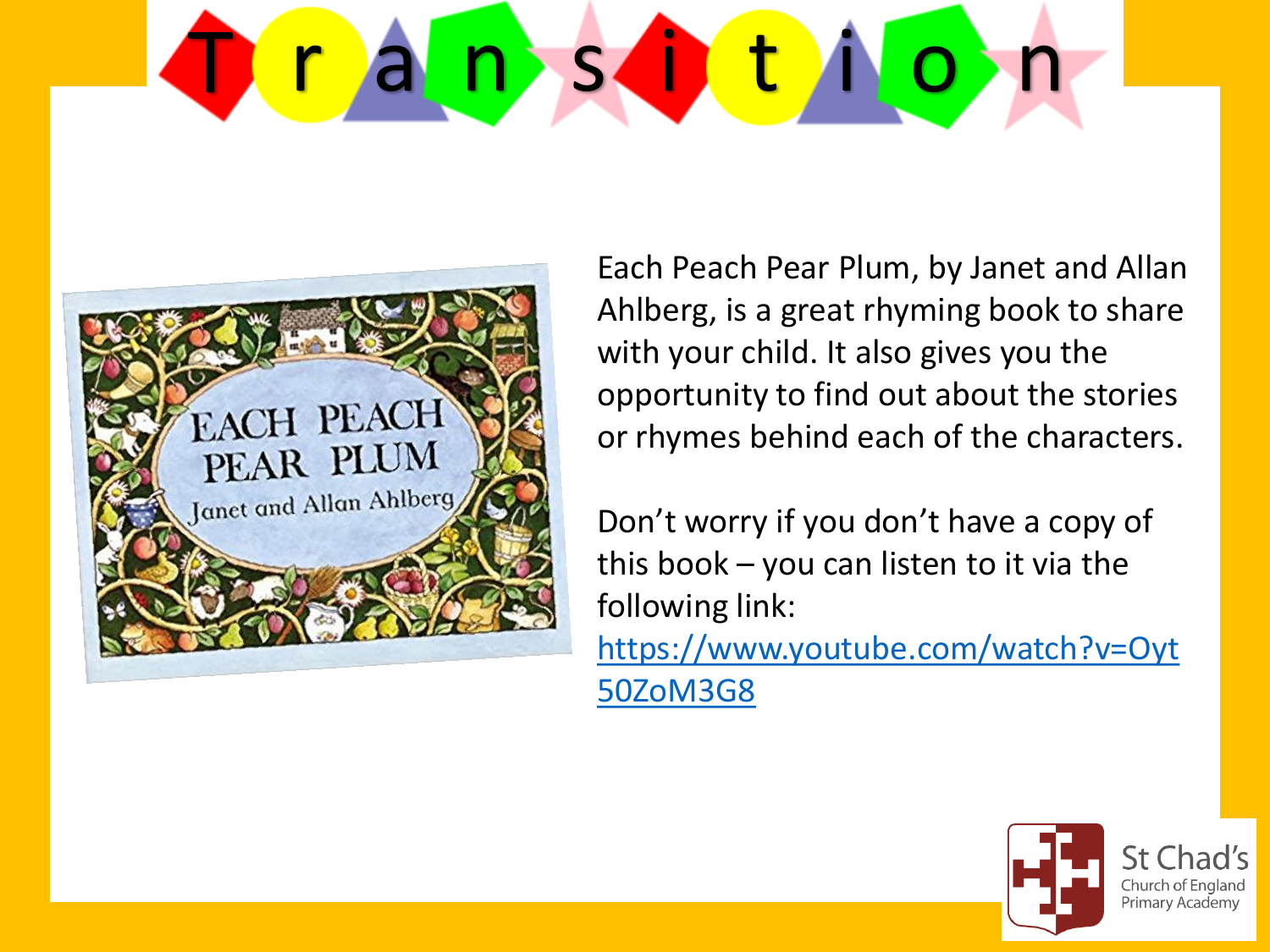# Transition

Each Peach Pear Plum, by Janet and Allan Ahlberg, is a great rhyming book to share with your child. It also gives you the opportunity to find out about the stories or rhymes behind each of the characters.

Don't worry if you don't have a copy of this book – you can listen to it via the following link: https://www.youtube.com/watch?v=Oyt50ZoM3G8

St Chad's Church of England Primary Academy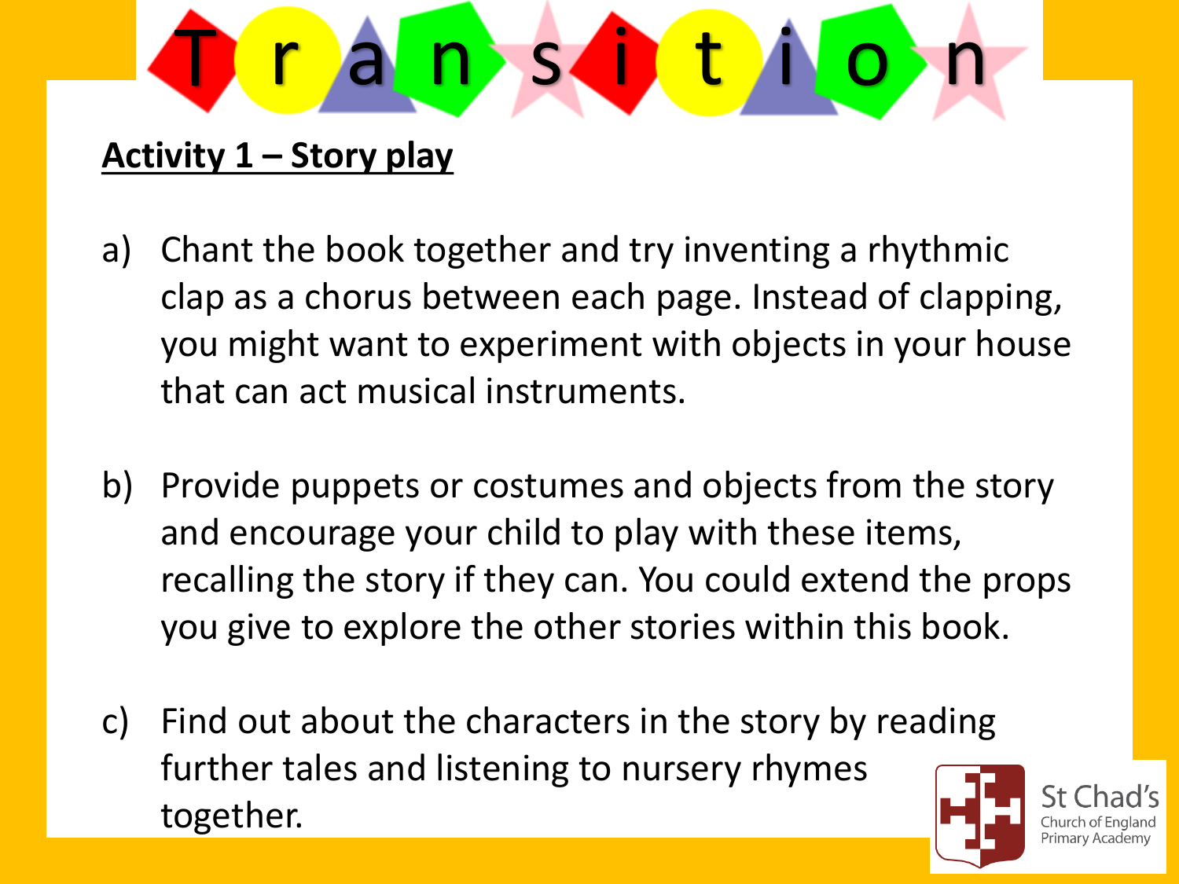# Transition

## Activity 1 – Story play

a) Chant the book together and try inventing a rhythmic clap as a chorus between each page. Instead of clapping, you might want to experiment with objects in your house that can act musical instruments.

b) Provide puppets or costumes and objects from the story and encourage your child to play with these items, recalling the story if they can. You could extend the props you give to explore the other stories within this book.

c) Find out about the characters in the story by reading further tales and listening to nursery rhymes together.

St Chad's Church of England Primary Academy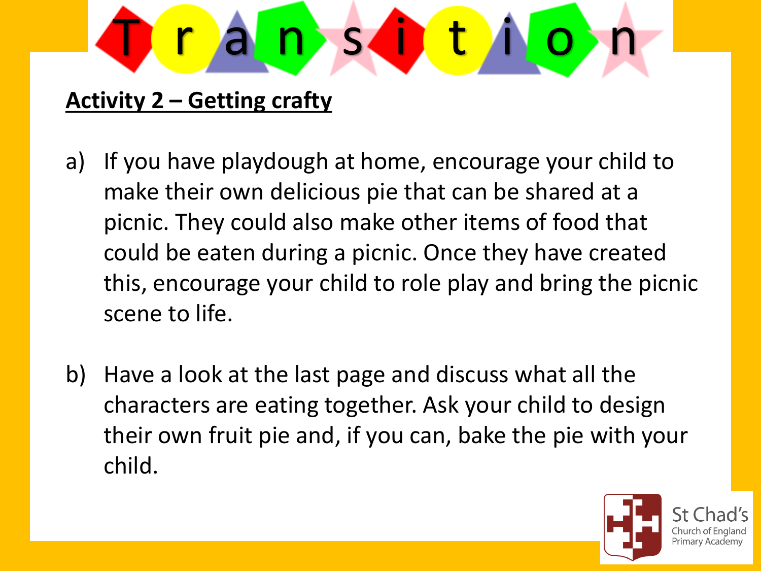# Transition

## Activity 2 – Getting crafty

a) If you have playdough at home, encourage your child to make their own delicious pie that can be shared at a picnic. They could also make other items of food that could be eaten during a picnic. Once they have created this, encourage your child to role play and bring the picnic scene to life.

b) Have a look at the last page and discuss what all the characters are eating together. Ask your child to design their own fruit pie and, if you can, bake the pie with your child.

St Chad's Church of England Primary Academy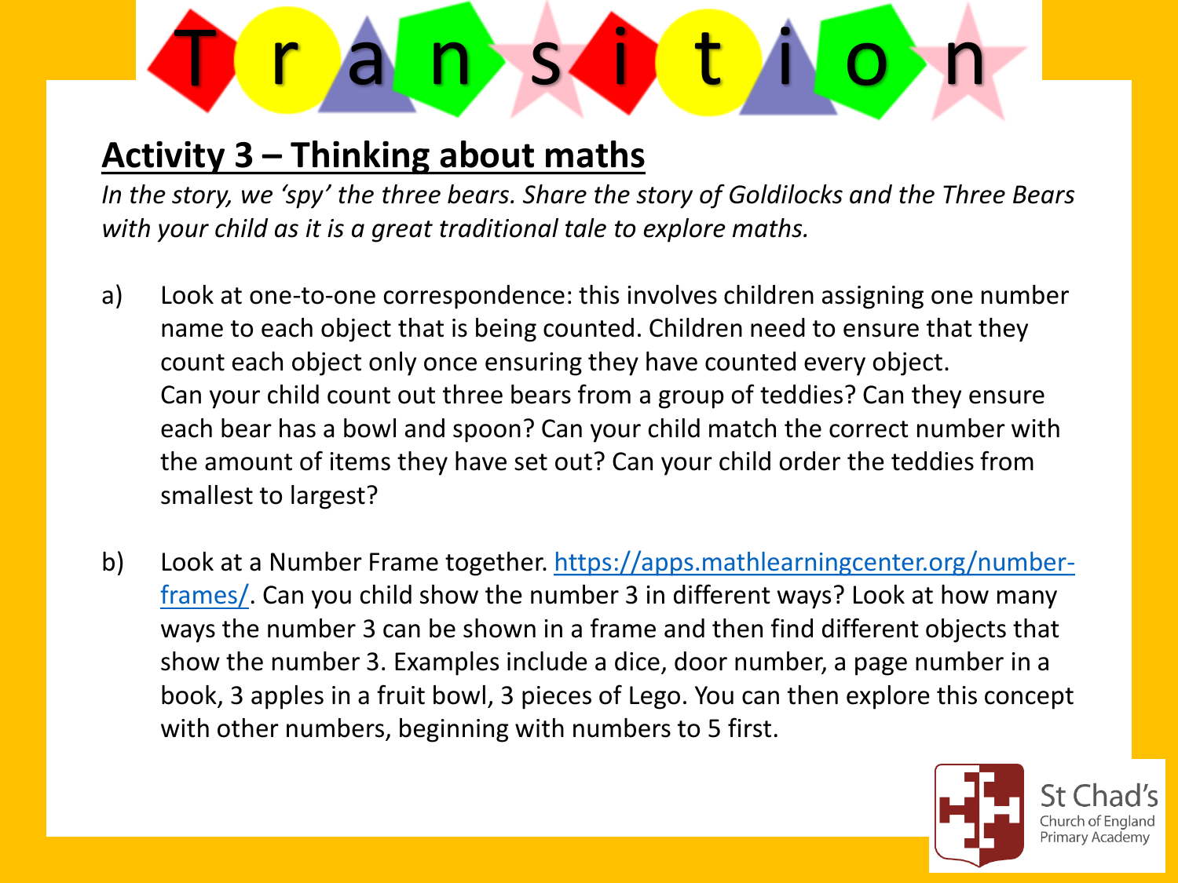# Transition

## Activity 3 – Thinking about maths

*In the story, we 'spy' the three bears. Share the story of Goldilocks and the Three Bears with your child as it is a great traditional tale to explore maths.*

a) Look at one-to-one correspondence: this involves children assigning one number name to each object that is being counted. Children need to ensure that they count each object only once ensuring they have counted every object.
Can your child count out three bears from a group of teddies? Can they ensure each bear has a bowl and spoon? Can your child match the correct number with the amount of items they have set out? Can your child order the teddies from smallest to largest?

b) Look at a Number Frame together. https://apps.mathlearningcenter.org/number-frames/. Can you child show the number 3 in different ways? Look at how many ways the number 3 can be shown in a frame and then find different objects that show the number 3. Examples include a dice, door number, a page number in a book, 3 apples in a fruit bowl, 3 pieces of Lego. You can then explore this concept with other numbers, beginning with numbers to 5 first.

St Chad's Church of England Primary Academy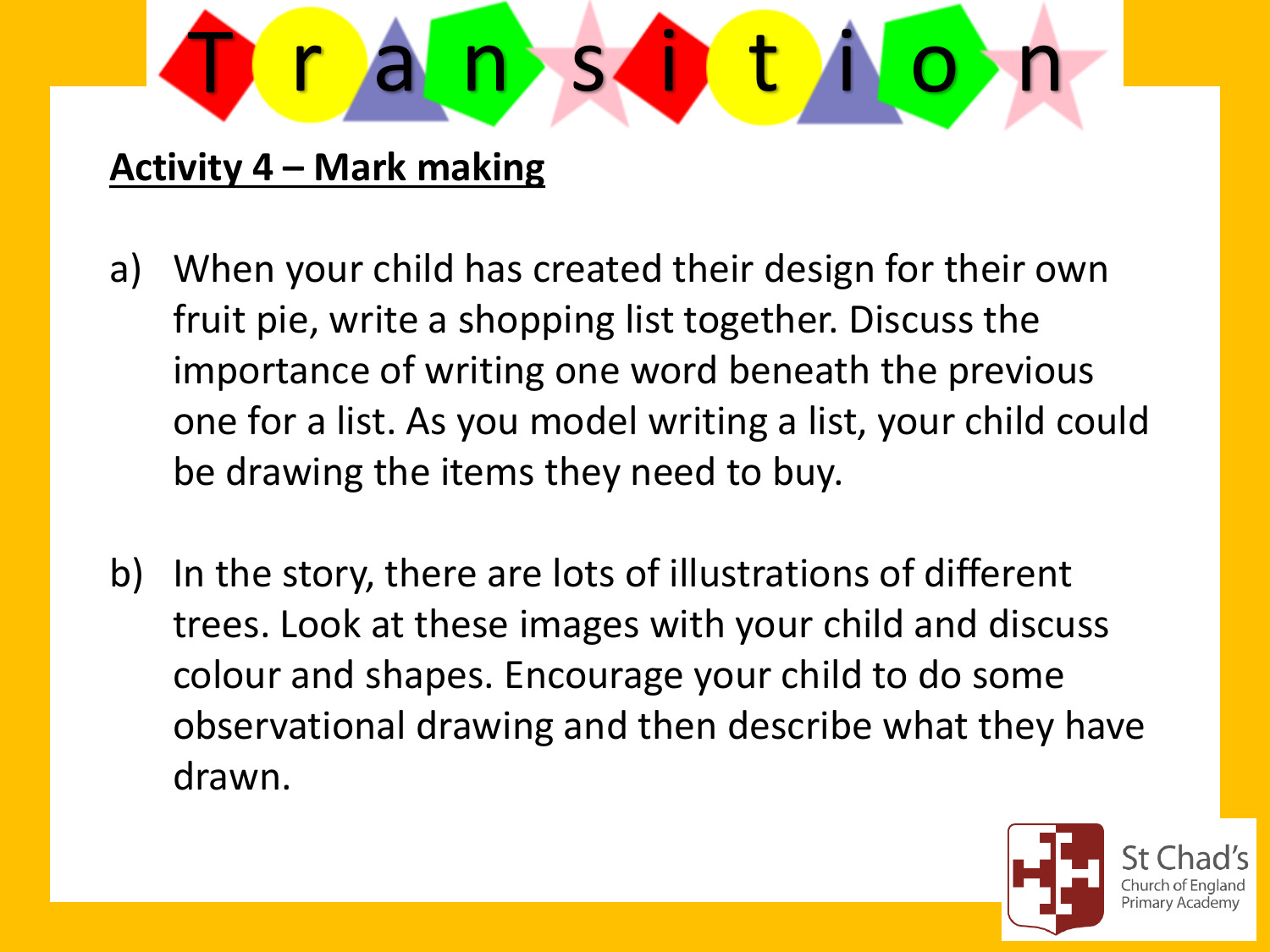# Transition

**Activity 4 – Mark making**

a) When your child has created their design for their own fruit pie, write a shopping list together. Discuss the importance of writing one word beneath the previous one for a list. As you model writing a list, your child could be drawing the items they need to buy.

b) In the story, there are lots of illustrations of different trees. Look at these images with your child and discuss colour and shapes. Encourage your child to do some observational drawing and then describe what they have drawn.

St Chad's Church of England Primary Academy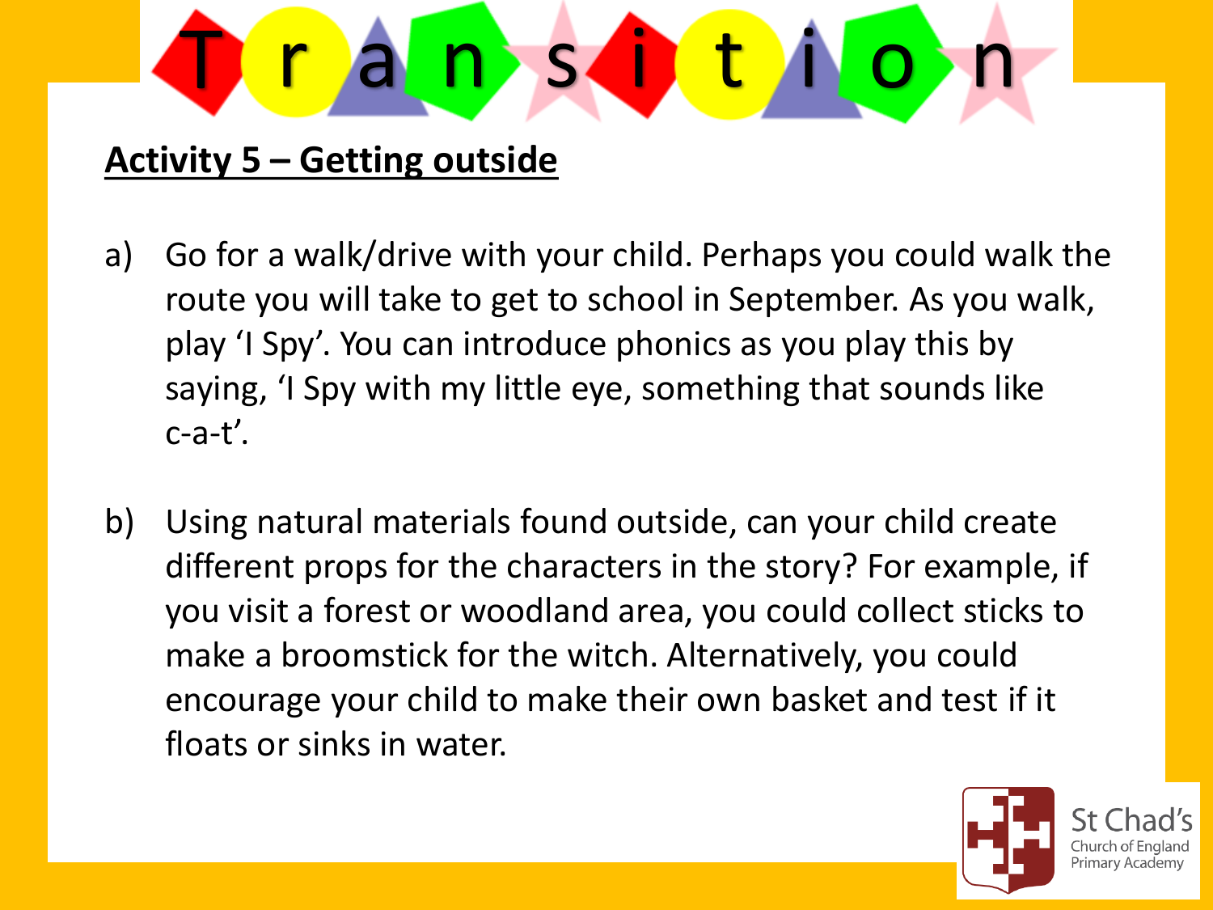# Transition

## Activity 5 – Getting outside

a) Go for a walk/drive with your child. Perhaps you could walk the route you will take to get to school in September. As you walk, play 'I Spy'. You can introduce phonics as you play this by saying, 'I Spy with my little eye, something that sounds like c-a-t'.

b) Using natural materials found outside, can your child create different props for the characters in the story? For example, if you visit a forest or woodland area, you could collect sticks to make a broomstick for the witch. Alternatively, you could encourage your child to make their own basket and test if it floats or sinks in water.

St Chad's Church of England Primary Academy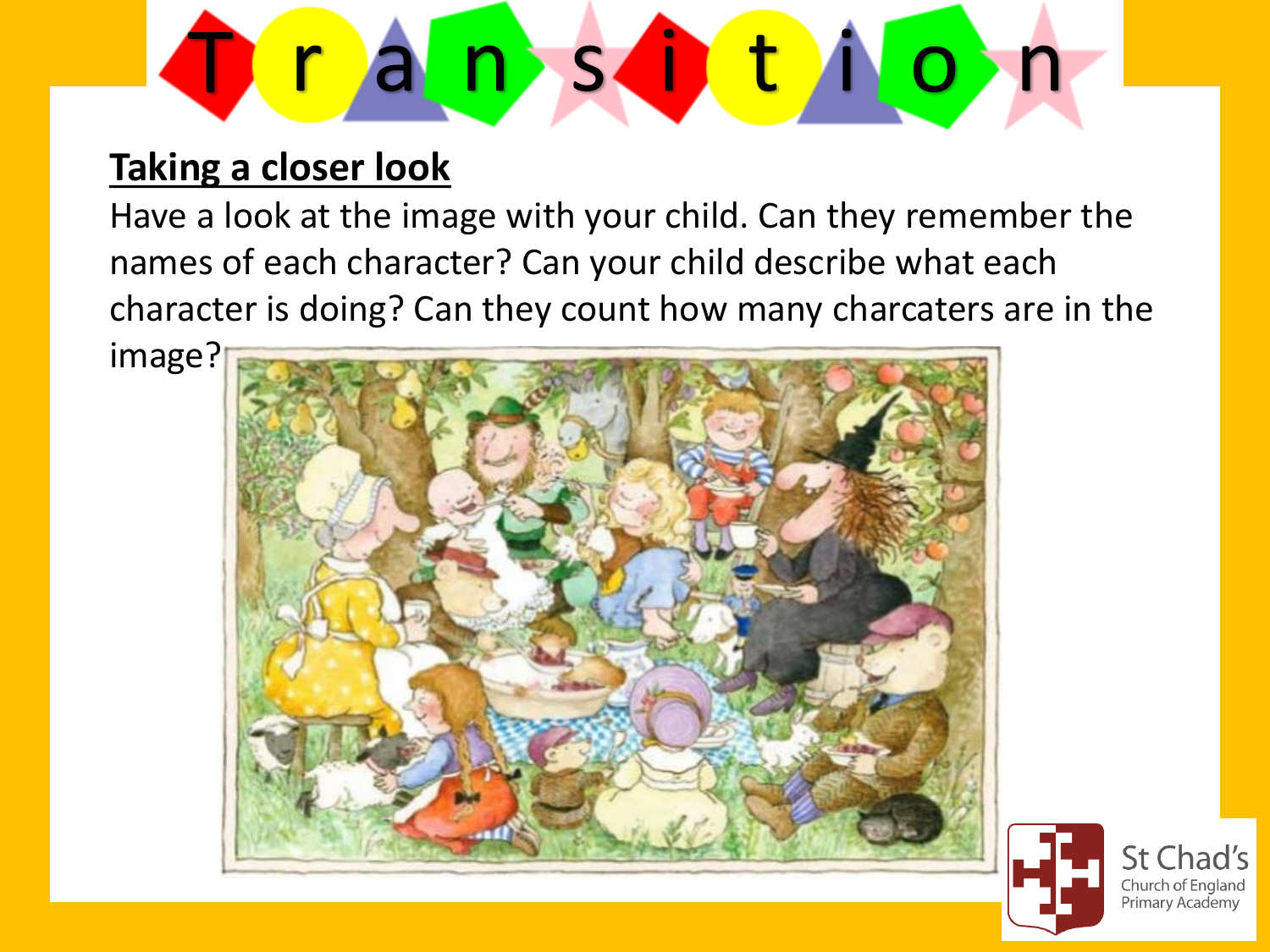# Transition

## Taking a closer look

Have a look at the image with your child. Can they remember the names of each character? Can your child describe what each character is doing? Can they count how many charcaters are in the image?

St Chad's Church of England Primary Academy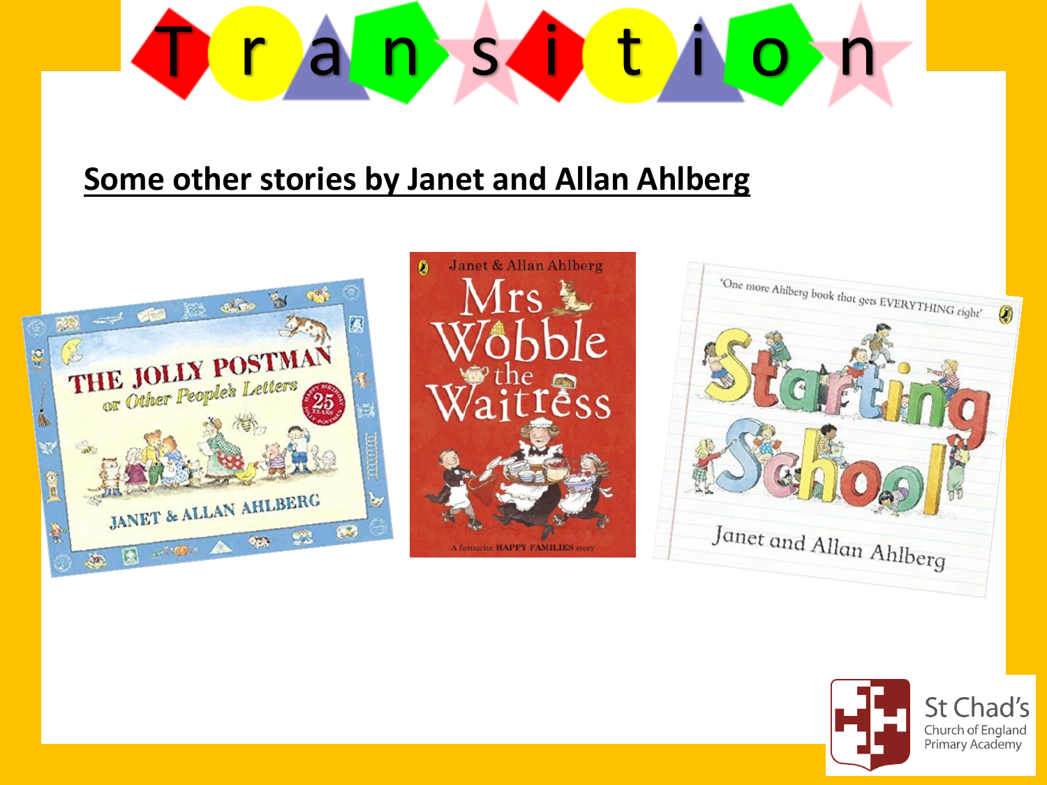# Transition

## Some other stories by Janet and Allan Ahlberg

THE JOLLY POSTMAN or Other People's Letters

JANET & ALLAN AHLBERG

Janet & Allan Ahlberg

Mrs Wobble the Waitress

A favourite HAPPY FAMILIES story

'One more Ahlberg book that gets EVERYTHING right'

Starting School

Janet and Allan Ahlberg

St Chad's Church of England Primary Academy